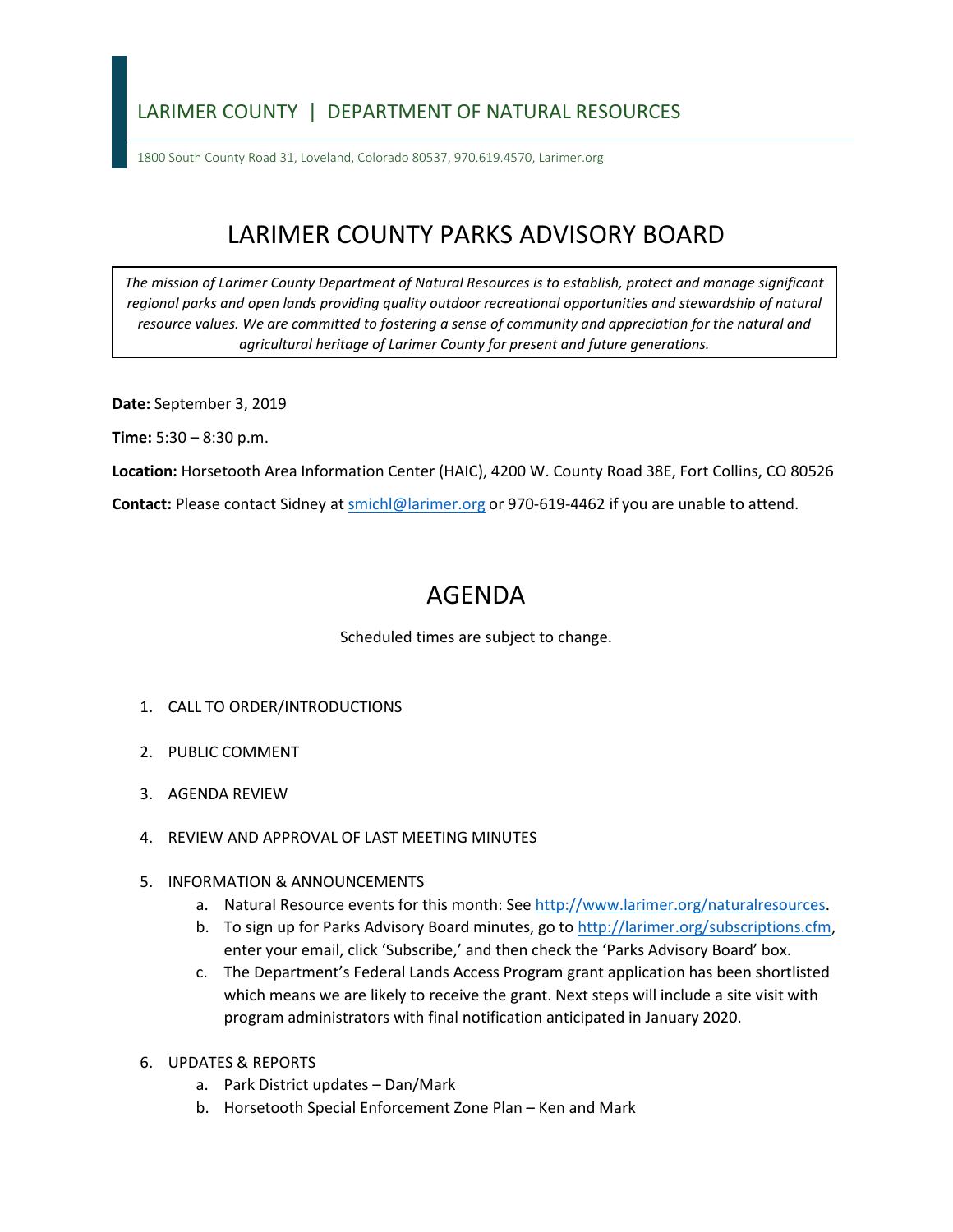LARIMER COUNTY | DEPARTMENT OF NATURAL RESOURCES

1800 South County Road 31, Loveland, Colorado 80537, 970.619.4570, Larimer.org

# LARIMER COUNTY PARKS ADVISORY BOARD

*The mission of Larimer County Department of Natural Resources is to establish, protect and manage significant regional parks and open lands providing quality outdoor recreational opportunities and stewardship of natural resource values. We are committed to fostering a sense of community and appreciation for the natural and agricultural heritage of Larimer County for present and future generations.*

**Date:** September 3, 2019

**Time:** 5:30 – 8:30 p.m.

**Location:** Horsetooth Area Information Center (HAIC), 4200 W. County Road 38E, Fort Collins, CO 80526

**Contact:** Please contact Sidney at smichl@larimer.org or 970-619-4462 if you are unable to attend.

## AGENDA

Scheduled times are subject to change.

1. CALL TO ORDER/INTRODUCTIONS
2. PUBLIC COMMENT
3. AGENDA REVIEW
4. REVIEW AND APPROVAL OF LAST MEETING MINUTES
5. INFORMATION & ANNOUNCEMENTS
   a. Natural Resource events for this month: See http://www.larimer.org/naturalresources.
   b. To sign up for Parks Advisory Board minutes, go to http://larimer.org/subscriptions.cfm, enter your email, click 'Subscribe,' and then check the 'Parks Advisory Board' box.
   c. The Department's Federal Lands Access Program grant application has been shortlisted which means we are likely to receive the grant. Next steps will include a site visit with program administrators with final notification anticipated in January 2020.
6. UPDATES & REPORTS
   a. Park District updates – Dan/Mark
   b. Horsetooth Special Enforcement Zone Plan – Ken and Mark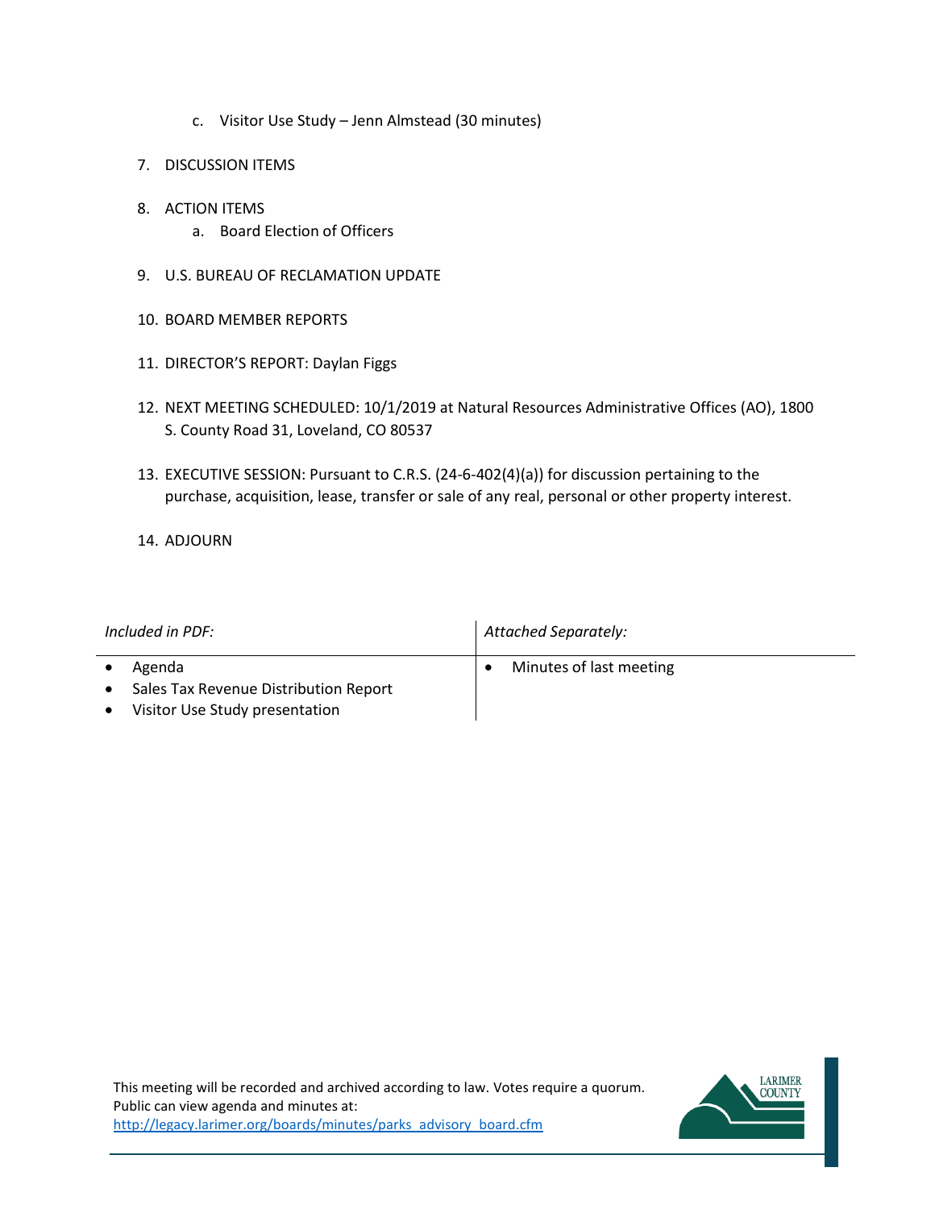c. Visitor Use Study – Jenn Almstead (30 minutes)

7. DISCUSSION ITEMS

8. ACTION ITEMS
    a. Board Election of Officers

9. U.S. BUREAU OF RECLAMATION UPDATE

10. BOARD MEMBER REPORTS

11. DIRECTOR'S REPORT: Daylan Figgs

12. NEXT MEETING SCHEDULED: 10/1/2019 at Natural Resources Administrative Offices (AO), 1800 S. County Road 31, Loveland, CO 80537

13. EXECUTIVE SESSION: Pursuant to C.R.S. (24-6-402(4)(a)) for discussion pertaining to the purchase, acquisition, lease, transfer or sale of any real, personal or other property interest.

14. ADJOURN

| *Included in PDF:* | *Attached Separately:* |
|---|---|
| • Agenda<br>• Sales Tax Revenue Distribution Report<br>• Visitor Use Study presentation | • Minutes of last meeting |

This meeting will be recorded and archived according to law. Votes require a quorum.
Public can view agenda and minutes at:
http://legacy.larimer.org/boards/minutes/parks_advisory_board.cfm